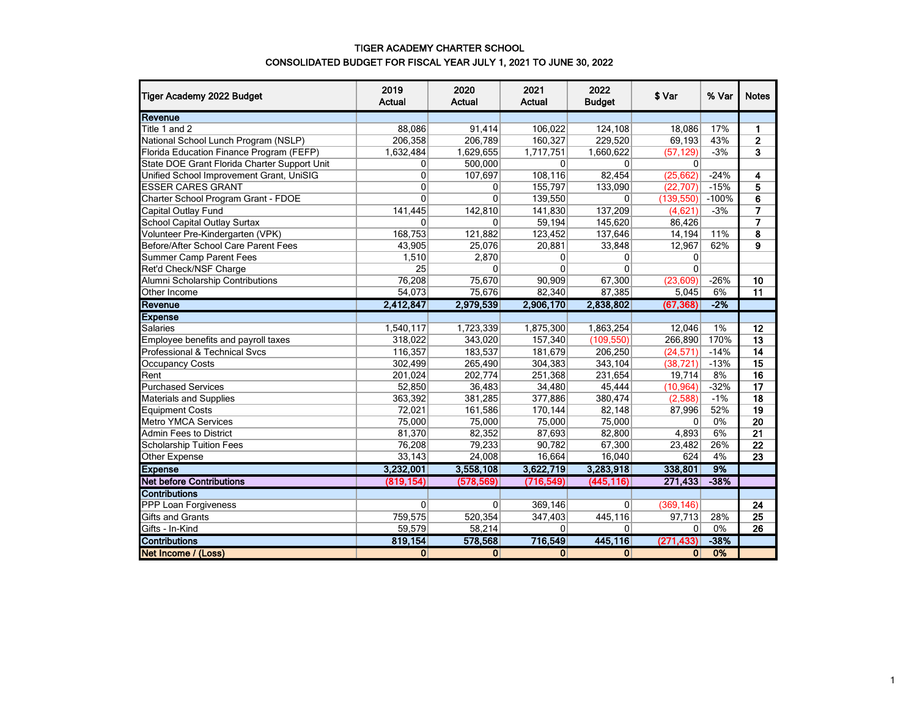# TIGER ACADEMY CHARTER SCHOOL

## CONSOLIDATED BUDGET FOR FISCAL YEAR JULY 1, 2021 TO JUNE 30, 2022

| Tiger Academy 2022 Budget | 2019 Actual | 2020 Actual | 2021 Actual | 2022 Budget | $ Var | % Var | Notes |
|---|---|---|---|---|---|---|---|
| **Revenue** | | | | | | | |
| Title 1 and 2 | 88,086 | 91,414 | 106,022 | 124,108 | 18,086 | 17% | 1 |
| National School Lunch Program (NSLP) | 206,358 | 206,789 | 160,327 | 229,520 | 69,193 | 43% | 2 |
| Florida Education Finance Program (FEFP) | 1,632,484 | 1,629,655 | 1,717,751 | 1,660,622 | (57,129) | -3% | 3 |
| State DOE Grant Florida Charter Support Unit | 0 | 500,000 | 0 | 0 | 0 | | |
| Unified School Improvement Grant, UniSIG | 0 | 107,697 | 108,116 | 82,454 | (25,662) | -24% | 4 |
| ESSER CARES GRANT | 0 | 0 | 155,797 | 133,090 | (22,707) | -15% | 5 |
| Charter School Program Grant - FDOE | 0 | 0 | 139,550 | 0 | (139,550) | -100% | 6 |
| Capital Outlay Fund | 141,445 | 142,810 | 141,830 | 137,209 | (4,621) | -3% | 7 |
| School Capital Outlay Surtax | 0 | 0 | 59,194 | 145,620 | 86,426 | | 7 |
| Volunteer Pre-Kindergarten (VPK) | 168,753 | 121,882 | 123,452 | 137,646 | 14,194 | 11% | 8 |
| Before/After School Care Parent Fees | 43,905 | 25,076 | 20,881 | 33,848 | 12,967 | 62% | 9 |
| Summer Camp Parent Fees | 1,510 | 2,870 | 0 | 0 | 0 | | |
| Ret'd Check/NSF Charge | 25 | 0 | 0 | 0 | 0 | | |
| Alumni Scholarship Contributions | 76,208 | 75,670 | 90,909 | 67,300 | (23,609) | -26% | 10 |
| Other Income | 54,073 | 75,676 | 82,340 | 87,385 | 5,045 | 6% | 11 |
| **Revenue** | **2,412,847** | **2,979,539** | **2,906,170** | **2,838,802** | **(67,368)** | **-2%** | |
| **Expense** | | | | | | | |
| Salaries | 1,540,117 | 1,723,339 | 1,875,300 | 1,863,254 | 12,046 | 1% | 12 |
| Employee benefits and payroll taxes | 318,022 | 343,020 | 157,340 | (109,550) | 266,890 | 170% | 13 |
| Professional & Technical Svcs | 116,357 | 183,537 | 181,679 | 206,250 | (24,571) | -14% | 14 |
| Occupancy Costs | 302,499 | 265,490 | 304,383 | 343,104 | (38,721) | -13% | 15 |
| Rent | 201,024 | 202,774 | 251,368 | 231,654 | 19,714 | 8% | 16 |
| Purchased Services | 52,850 | 36,483 | 34,480 | 45,444 | (10,964) | -32% | 17 |
| Materials and Supplies | 363,392 | 381,285 | 377,886 | 380,474 | (2,588) | -1% | 18 |
| Equipment Costs | 72,021 | 161,586 | 170,144 | 82,148 | 87,996 | 52% | 19 |
| Metro YMCA Services | 75,000 | 75,000 | 75,000 | 75,000 | 0 | 0% | 20 |
| Admin Fees to District | 81,370 | 82,352 | 87,693 | 82,800 | 4,893 | 6% | 21 |
| Scholarship Tuition Fees | 76,208 | 79,233 | 90,782 | 67,300 | 23,482 | 26% | 22 |
| Other Expense | 33,143 | 24,008 | 16,664 | 16,040 | 624 | 4% | 23 |
| **Expense** | **3,232,001** | **3,558,108** | **3,622,719** | **3,283,918** | **338,801** | **9%** | |
| **Net before Contributions** | **(819,154)** | **(578,569)** | **(716,549)** | **(445,116)** | **271,433** | **-38%** | |
| **Contributions** | | | | | | | |
| PPP Loan Forgiveness | 0 | 0 | 369,146 | 0 | (369,146) | | 24 |
| Gifts and Grants | 759,575 | 520,354 | 347,403 | 445,116 | 97,713 | 28% | 25 |
| Gifts - In-Kind | 59,579 | 58,214 | 0 | 0 | 0 | 0% | 26 |
| **Contributions** | **819,154** | **578,568** | **716,549** | **445,116** | **(271,433)** | **-38%** | |
| **Net Income / (Loss)** | **0** | **0** | **0** | **0** | **0** | **0%** | |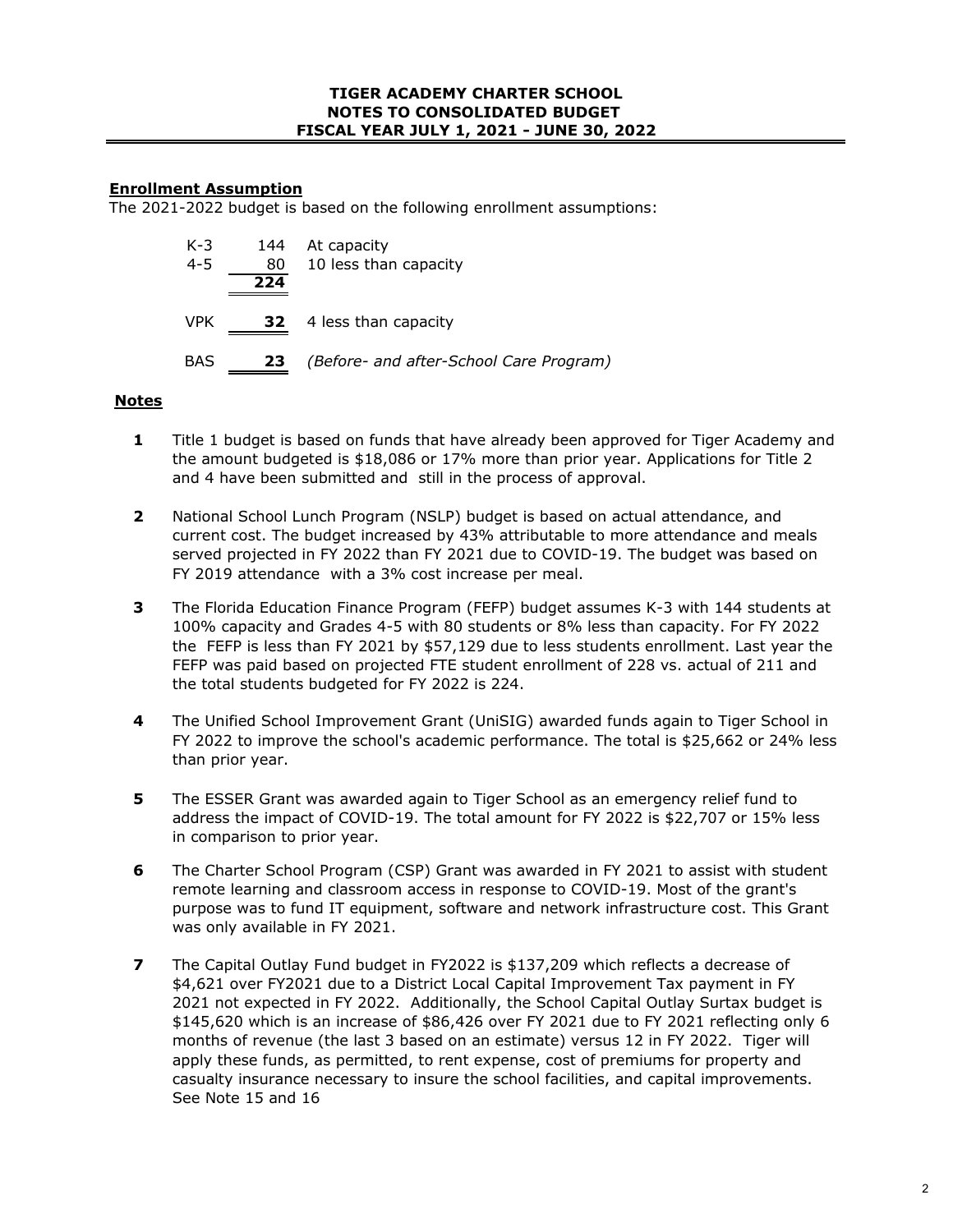**TIGER ACADEMY CHARTER SCHOOL**
**NOTES TO CONSOLIDATED BUDGET**
**FISCAL YEAR JULY 1, 2021 - JUNE 30, 2022**

**Enrollment Assumption**

The 2021-2022 budget is based on the following enrollment assumptions:

| | | |
|---|---|---|
| K-3 | 144 | At capacity |
| 4-5 | 80 | 10 less than capacity |
| | **224** | |
| VPK | **32** | 4 less than capacity |
| BAS | **23** | *(Before- and after-School Care Program)* |

**Notes**

**1** Title 1 budget is based on funds that have already been approved for Tiger Academy and the amount budgeted is $18,086 or 17% more than prior year. Applications for Title 2 and 4 have been submitted and still in the process of approval.

**2** National School Lunch Program (NSLP) budget is based on actual attendance, and current cost. The budget increased by 43% attributable to more attendance and meals served projected in FY 2022 than FY 2021 due to COVID-19. The budget was based on FY 2019 attendance with a 3% cost increase per meal.

**3** The Florida Education Finance Program (FEFP) budget assumes K-3 with 144 students at 100% capacity and Grades 4-5 with 80 students or 8% less than capacity. For FY 2022 the FEFP is less than FY 2021 by $57,129 due to less students enrollment. Last year the FEFP was paid based on projected FTE student enrollment of 228 vs. actual of 211 and the total students budgeted for FY 2022 is 224.

**4** The Unified School Improvement Grant (UniSIG) awarded funds again to Tiger School in FY 2022 to improve the school's academic performance. The total is $25,662 or 24% less than prior year.

**5** The ESSER Grant was awarded again to Tiger School as an emergency relief fund to address the impact of COVID-19. The total amount for FY 2022 is $22,707 or 15% less in comparison to prior year.

**6** The Charter School Program (CSP) Grant was awarded in FY 2021 to assist with student remote learning and classroom access in response to COVID-19. Most of the grant's purpose was to fund IT equipment, software and network infrastructure cost. This Grant was only available in FY 2021.

**7** The Capital Outlay Fund budget in FY2022 is $137,209 which reflects a decrease of $4,621 over FY2021 due to a District Local Capital Improvement Tax payment in FY 2021 not expected in FY 2022. Additionally, the School Capital Outlay Surtax budget is $145,620 which is an increase of $86,426 over FY 2021 due to FY 2021 reflecting only 6 months of revenue (the last 3 based on an estimate) versus 12 in FY 2022. Tiger will apply these funds, as permitted, to rent expense, cost of premiums for property and casualty insurance necessary to insure the school facilities, and capital improvements. See Note 15 and 16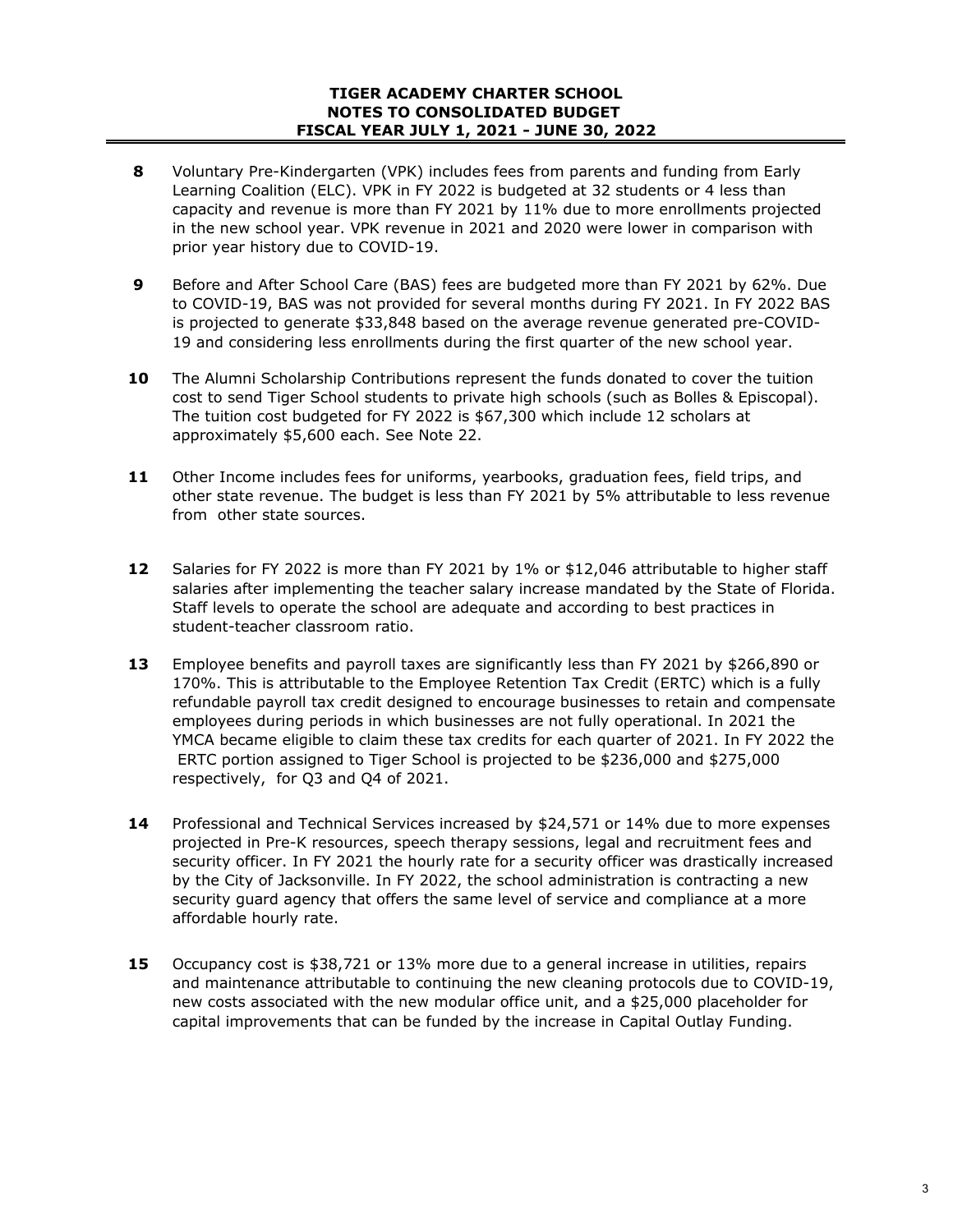**TIGER ACADEMY CHARTER SCHOOL**
**NOTES TO CONSOLIDATED BUDGET**
**FISCAL YEAR JULY 1, 2021 - JUNE 30, 2022**

**8** Voluntary Pre-Kindergarten (VPK) includes fees from parents and funding from Early Learning Coalition (ELC). VPK in FY 2022 is budgeted at 32 students or 4 less than capacity and revenue is more than FY 2021 by 11% due to more enrollments projected in the new school year. VPK revenue in 2021 and 2020 were lower in comparison with prior year history due to COVID-19.

**9** Before and After School Care (BAS) fees are budgeted more than FY 2021 by 62%. Due to COVID-19, BAS was not provided for several months during FY 2021. In FY 2022 BAS is projected to generate $33,848 based on the average revenue generated pre-COVID-19 and considering less enrollments during the first quarter of the new school year.

**10** The Alumni Scholarship Contributions represent the funds donated to cover the tuition cost to send Tiger School students to private high schools (such as Bolles & Episcopal). The tuition cost budgeted for FY 2022 is $67,300 which include 12 scholars at approximately $5,600 each. See Note 22.

**11** Other Income includes fees for uniforms, yearbooks, graduation fees, field trips, and other state revenue. The budget is less than FY 2021 by 5% attributable to less revenue from other state sources.

**12** Salaries for FY 2022 is more than FY 2021 by 1% or $12,046 attributable to higher staff salaries after implementing the teacher salary increase mandated by the State of Florida. Staff levels to operate the school are adequate and according to best practices in student-teacher classroom ratio.

**13** Employee benefits and payroll taxes are significantly less than FY 2021 by $266,890 or 170%. This is attributable to the Employee Retention Tax Credit (ERTC) which is a fully refundable payroll tax credit designed to encourage businesses to retain and compensate employees during periods in which businesses are not fully operational. In 2021 the YMCA became eligible to claim these tax credits for each quarter of 2021. In FY 2022 the ERTC portion assigned to Tiger School is projected to be $236,000 and $275,000 respectively, for Q3 and Q4 of 2021.

**14** Professional and Technical Services increased by $24,571 or 14% due to more expenses projected in Pre-K resources, speech therapy sessions, legal and recruitment fees and security officer. In FY 2021 the hourly rate for a security officer was drastically increased by the City of Jacksonville. In FY 2022, the school administration is contracting a new security guard agency that offers the same level of service and compliance at a more affordable hourly rate.

**15** Occupancy cost is $38,721 or 13% more due to a general increase in utilities, repairs and maintenance attributable to continuing the new cleaning protocols due to COVID-19, new costs associated with the new modular office unit, and a $25,000 placeholder for capital improvements that can be funded by the increase in Capital Outlay Funding.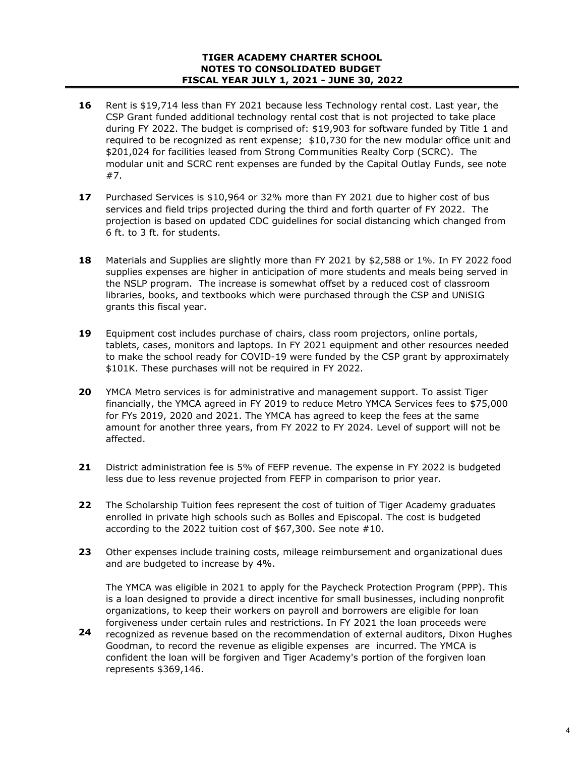**TIGER ACADEMY CHARTER SCHOOL**
**NOTES TO CONSOLIDATED BUDGET**
**FISCAL YEAR JULY 1, 2021 - JUNE 30, 2022**

**16** Rent is $19,714 less than FY 2021 because less Technology rental cost. Last year, the CSP Grant funded additional technology rental cost that is not projected to take place during FY 2022. The budget is comprised of: $19,903 for software funded by Title 1 and required to be recognized as rent expense; $10,730 for the new modular office unit and $201,024 for facilities leased from Strong Communities Realty Corp (SCRC). The modular unit and SCRC rent expenses are funded by the Capital Outlay Funds, see note #7.

**17** Purchased Services is $10,964 or 32% more than FY 2021 due to higher cost of bus services and field trips projected during the third and forth quarter of FY 2022. The projection is based on updated CDC guidelines for social distancing which changed from 6 ft. to 3 ft. for students.

**18** Materials and Supplies are slightly more than FY 2021 by $2,588 or 1%. In FY 2022 food supplies expenses are higher in anticipation of more students and meals being served in the NSLP program. The increase is somewhat offset by a reduced cost of classroom libraries, books, and textbooks which were purchased through the CSP and UNiSIG grants this fiscal year.

**19** Equipment cost includes purchase of chairs, class room projectors, online portals, tablets, cases, monitors and laptops. In FY 2021 equipment and other resources needed to make the school ready for COVID-19 were funded by the CSP grant by approximately $101K. These purchases will not be required in FY 2022.

**20** YMCA Metro services is for administrative and management support. To assist Tiger financially, the YMCA agreed in FY 2019 to reduce Metro YMCA Services fees to $75,000 for FYs 2019, 2020 and 2021. The YMCA has agreed to keep the fees at the same amount for another three years, from FY 2022 to FY 2024. Level of support will not be affected.

**21** District administration fee is 5% of FEFP revenue. The expense in FY 2022 is budgeted less due to less revenue projected from FEFP in comparison to prior year.

**22** The Scholarship Tuition fees represent the cost of tuition of Tiger Academy graduates enrolled in private high schools such as Bolles and Episcopal. The cost is budgeted according to the 2022 tuition cost of $67,300. See note #10.

**23** Other expenses include training costs, mileage reimbursement and organizational dues and are budgeted to increase by 4%.

**24** The YMCA was eligible in 2021 to apply for the Paycheck Protection Program (PPP). This is a loan designed to provide a direct incentive for small businesses, including nonprofit organizations, to keep their workers on payroll and borrowers are eligible for loan forgiveness under certain rules and restrictions. In FY 2021 the loan proceeds were recognized as revenue based on the recommendation of external auditors, Dixon Hughes Goodman, to record the revenue as eligible expenses are incurred. The YMCA is confident the loan will be forgiven and Tiger Academy's portion of the forgiven loan represents $369,146.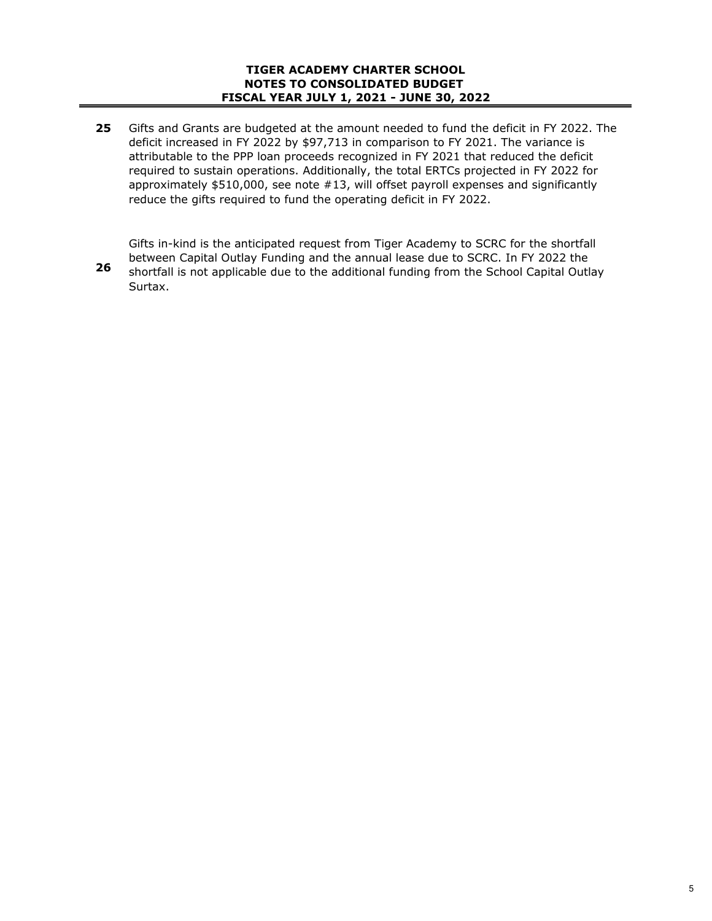**TIGER ACADEMY CHARTER SCHOOL**
**NOTES TO CONSOLIDATED BUDGET**
**FISCAL YEAR JULY 1, 2021 - JUNE 30, 2022**

**25** Gifts and Grants are budgeted at the amount needed to fund the deficit in FY 2022. The deficit increased in FY 2022 by $97,713 in comparison to FY 2021. The variance is attributable to the PPP loan proceeds recognized in FY 2021 that reduced the deficit required to sustain operations. Additionally, the total ERTCs projected in FY 2022 for approximately $510,000, see note #13, will offset payroll expenses and significantly reduce the gifts required to fund the operating deficit in FY 2022.

**26** Gifts in-kind is the anticipated request from Tiger Academy to SCRC for the shortfall between Capital Outlay Funding and the annual lease due to SCRC. In FY 2022 the shortfall is not applicable due to the additional funding from the School Capital Outlay Surtax.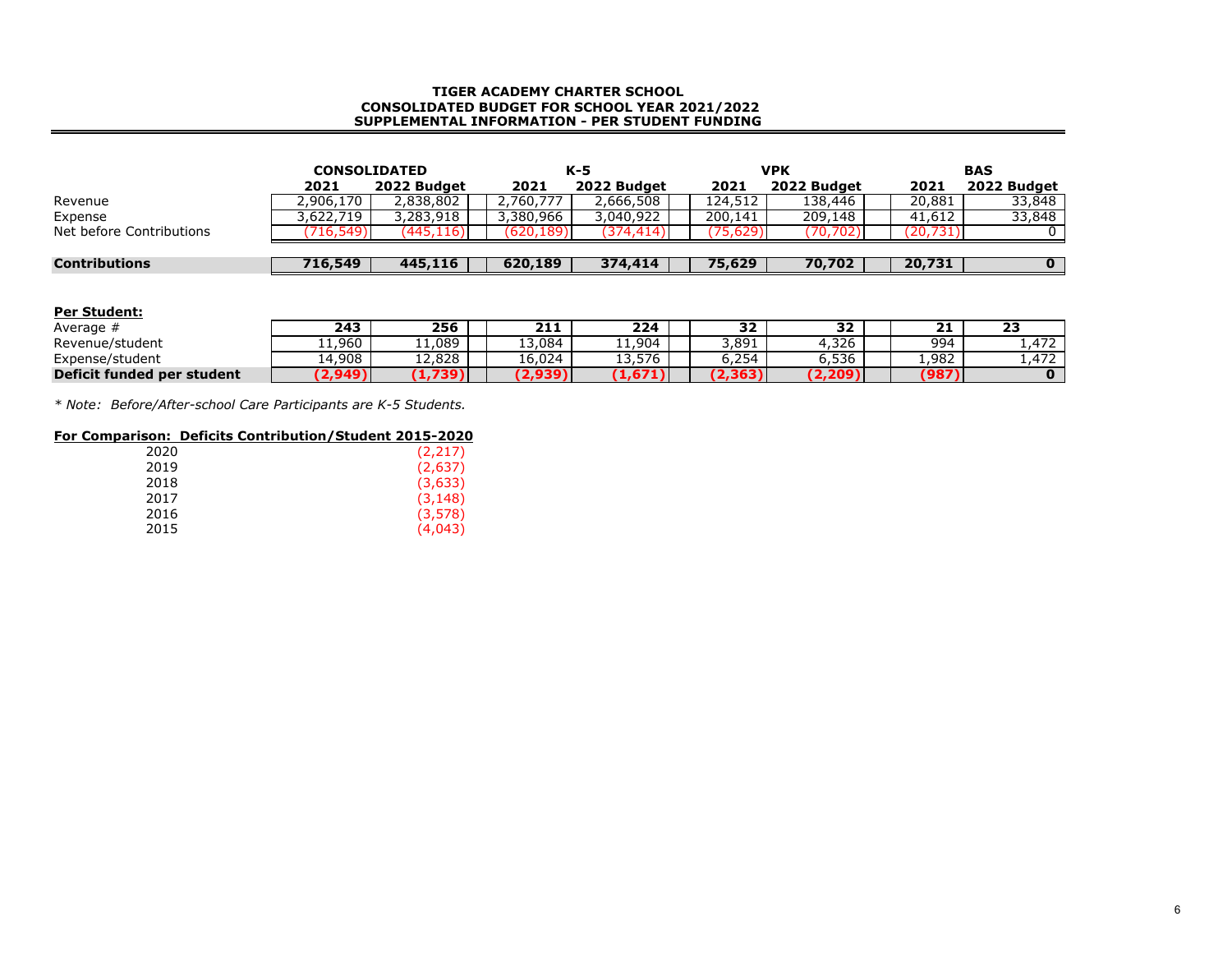**TIGER ACADEMY CHARTER SCHOOL**
**CONSOLIDATED BUDGET FOR SCHOOL YEAR 2021/2022**
**SUPPLEMENTAL INFORMATION - PER STUDENT FUNDING**

| | **CONSOLIDATED** | | **K-5** | | **VPK** | | **BAS** | |
|---|---|---|---|---|---|---|---|---|
| | **2021** | **2022 Budget** | **2021** | **2022 Budget** | **2021** | **2022 Budget** | **2021** | **2022 Budget** |
| Revenue | 2,906,170 | 2,838,802 | 2,760,777 | 2,666,508 | 124,512 | 138,446 | 20,881 | 33,848 |
| Expense | 3,622,719 | 3,283,918 | 3,380,966 | 3,040,922 | 200,141 | 209,148 | 41,612 | 33,848 |
| Net before Contributions | (716,549) | (445,116) | (620,189) | (374,414) | (75,629) | (70,702) | (20,731) | 0 |
| **Contributions** | **716,549** | **445,116** | **620,189** | **374,414** | **75,629** | **70,702** | **20,731** | **0** |

**Per Student:**

| | **CONSOLIDATED 2021** | **CONSOLIDATED 2022 Budget** | **K-5 2021** | **K-5 2022 Budget** | **VPK 2021** | **VPK 2022 Budget** | **BAS 2021** | **BAS 2022 Budget** |
|---|---|---|---|---|---|---|---|---|
| Average # | **243** | **256** | **211** | **224** | **32** | **32** | **21** | **23** |
| Revenue/student | 11,960 | 11,089 | 13,084 | 11,904 | 3,891 | 4,326 | 994 | 1,472 |
| Expense/student | 14,908 | 12,828 | 16,024 | 13,576 | 6,254 | 6,536 | 1,982 | 1,472 |
| **Deficit funded per student** | **(2,949)** | **(1,739)** | **(2,939)** | **(1,671)** | **(2,363)** | **(2,209)** | **(987)** | **0** |

*\* Note: Before/After-school Care Participants are K-5 Students.*

**For Comparison: Deficits Contribution/Student 2015-2020**

| | |
|---|---|
| 2020 | (2,217) |
| 2019 | (2,637) |
| 2018 | (3,633) |
| 2017 | (3,148) |
| 2016 | (3,578) |
| 2015 | (4,043) |